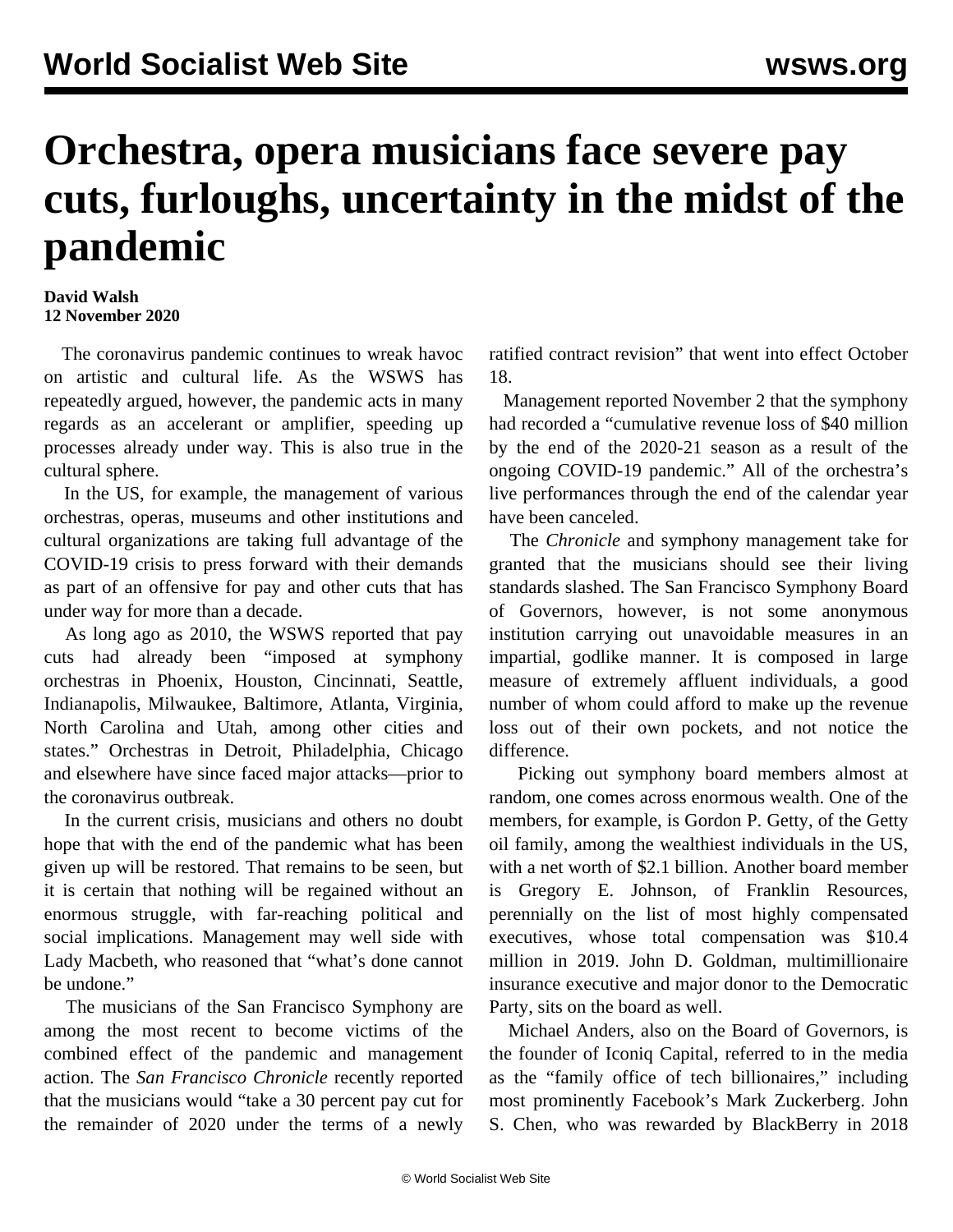# Orchestra, opera musicians face severe pay cuts, furloughs, uncertainty in the midst of the pandemic

**David Walsh**
**12 November 2020**

The coronavirus pandemic continues to wreak havoc on artistic and cultural life. As the WSWS has repeatedly argued, however, the pandemic acts in many regards as an accelerant or amplifier, speeding up processes already under way. This is also true in the cultural sphere.

In the US, for example, the management of various orchestras, operas, museums and other institutions and cultural organizations are taking full advantage of the COVID-19 crisis to press forward with their demands as part of an offensive for pay and other cuts that has under way for more than a decade.

As long ago as 2010, the WSWS reported that pay cuts had already been "imposed at symphony orchestras in Phoenix, Houston, Cincinnati, Seattle, Indianapolis, Milwaukee, Baltimore, Atlanta, Virginia, North Carolina and Utah, among other cities and states." Orchestras in Detroit, Philadelphia, Chicago and elsewhere have since faced major attacks—prior to the coronavirus outbreak.

In the current crisis, musicians and others no doubt hope that with the end of the pandemic what has been given up will be restored. That remains to be seen, but it is certain that nothing will be regained without an enormous struggle, with far-reaching political and social implications. Management may well side with Lady Macbeth, who reasoned that "what's done cannot be undone."

The musicians of the San Francisco Symphony are among the most recent to become victims of the combined effect of the pandemic and management action. The *San Francisco Chronicle* recently reported that the musicians would "take a 30 percent pay cut for the remainder of 2020 under the terms of a newly ratified contract revision" that went into effect October 18.

Management reported November 2 that the symphony had recorded a "cumulative revenue loss of $40 million by the end of the 2020-21 season as a result of the ongoing COVID-19 pandemic." All of the orchestra's live performances through the end of the calendar year have been canceled.

The *Chronicle* and symphony management take for granted that the musicians should see their living standards slashed. The San Francisco Symphony Board of Governors, however, is not some anonymous institution carrying out unavoidable measures in an impartial, godlike manner. It is composed in large measure of extremely affluent individuals, a good number of whom could afford to make up the revenue loss out of their own pockets, and not notice the difference.

Picking out symphony board members almost at random, one comes across enormous wealth. One of the members, for example, is Gordon P. Getty, of the Getty oil family, among the wealthiest individuals in the US, with a net worth of $2.1 billion. Another board member is Gregory E. Johnson, of Franklin Resources, perennially on the list of most highly compensated executives, whose total compensation was $10.4 million in 2019. John D. Goldman, multimillionaire insurance executive and major donor to the Democratic Party, sits on the board as well.

Michael Anders, also on the Board of Governors, is the founder of Iconiq Capital, referred to in the media as the "family office of tech billionaires," including most prominently Facebook's Mark Zuckerberg. John S. Chen, who was rewarded by BlackBerry in 2018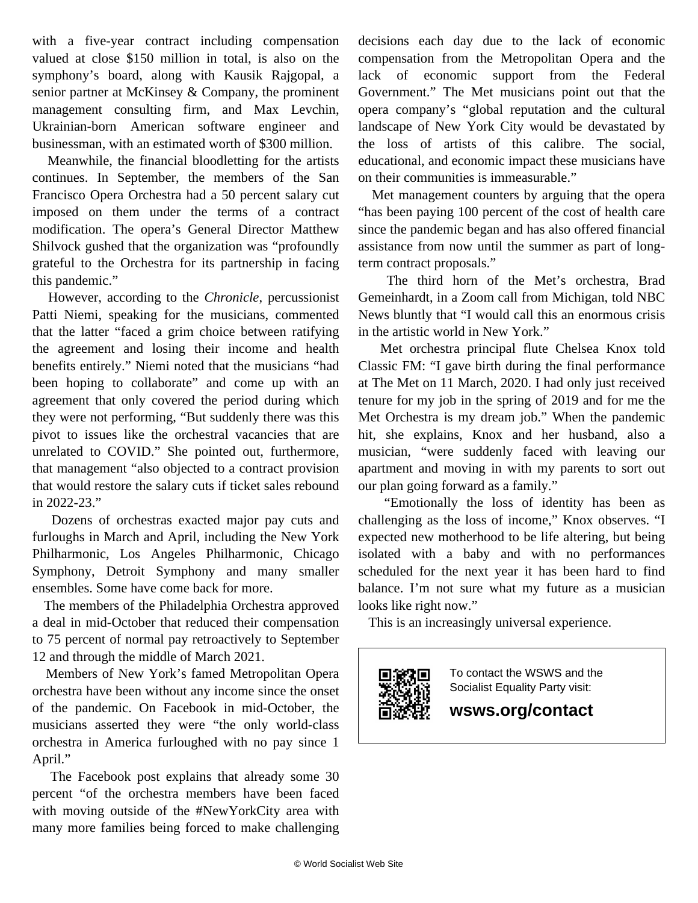with a five-year contract including compensation valued at close $150 million in total, is also on the symphony's board, along with Kausik Rajgopal, a senior partner at McKinsey & Company, the prominent management consulting firm, and Max Levchin, Ukrainian-born American software engineer and businessman, with an estimated worth of $300 million.

Meanwhile, the financial bloodletting for the artists continues. In September, the members of the San Francisco Opera Orchestra had a 50 percent salary cut imposed on them under the terms of a contract modification. The opera's General Director Matthew Shilvock gushed that the organization was "profoundly grateful to the Orchestra for its partnership in facing this pandemic."

However, according to the *Chronicle*, percussionist Patti Niemi, speaking for the musicians, commented that the latter "faced a grim choice between ratifying the agreement and losing their income and health benefits entirely." Niemi noted that the musicians "had been hoping to collaborate" and come up with an agreement that only covered the period during which they were not performing, "But suddenly there was this pivot to issues like the orchestral vacancies that are unrelated to COVID." She pointed out, furthermore, that management "also objected to a contract provision that would restore the salary cuts if ticket sales rebound in 2022-23."

Dozens of orchestras exacted major pay cuts and furloughs in March and April, including the New York Philharmonic, Los Angeles Philharmonic, Chicago Symphony, Detroit Symphony and many smaller ensembles. Some have come back for more.

The members of the Philadelphia Orchestra approved a deal in mid-October that reduced their compensation to 75 percent of normal pay retroactively to September 12 and through the middle of March 2021.

Members of New York's famed Metropolitan Opera orchestra have been without any income since the onset of the pandemic. On Facebook in mid-October, the musicians asserted they were "the only world-class orchestra in America furloughed with no pay since 1 April."

The Facebook post explains that already some 30 percent "of the orchestra members have been faced with moving outside of the #NewYorkCity area with many more families being forced to make challenging decisions each day due to the lack of economic compensation from the Metropolitan Opera and the lack of economic support from the Federal Government." The Met musicians point out that the opera company's "global reputation and the cultural landscape of New York City would be devastated by the loss of artists of this calibre. The social, educational, and economic impact these musicians have on their communities is immeasurable."

Met management counters by arguing that the opera "has been paying 100 percent of the cost of health care since the pandemic began and has also offered financial assistance from now until the summer as part of long-term contract proposals."

The third horn of the Met's orchestra, Brad Gemeinhardt, in a Zoom call from Michigan, told NBC News bluntly that "I would call this an enormous crisis in the artistic world in New York."

Met orchestra principal flute Chelsea Knox told Classic FM: "I gave birth during the final performance at The Met on 11 March, 2020. I had only just received tenure for my job in the spring of 2019 and for me the Met Orchestra is my dream job." When the pandemic hit, she explains, Knox and her husband, also a musician, "were suddenly faced with leaving our apartment and moving in with my parents to sort out our plan going forward as a family."

"Emotionally the loss of identity has been as challenging as the loss of income," Knox observes. "I expected new motherhood to be life altering, but being isolated with a baby and with no performances scheduled for the next year it has been hard to find balance. I'm not sure what my future as a musician looks like right now."

This is an increasingly universal experience.

To contact the WSWS and the Socialist Equality Party visit:

**wsws.org/contact**